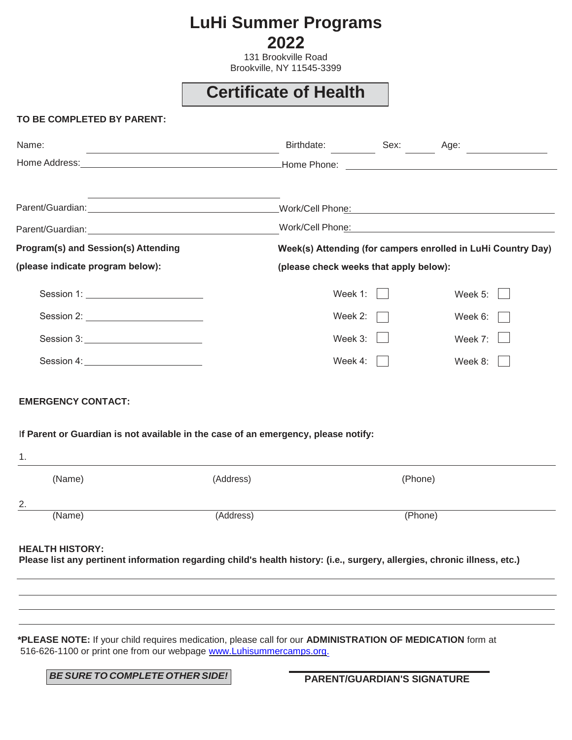# LuHi Summer Programs
# 2022

131 Brookville Road
Brookville, NY 11545-3399

## Certificate of Health

**TO BE COMPLETED BY PARENT:**

Name: ______________________ Birthdate: __________ Sex: ______ Age: __________

Home Address: ______________________ Home Phone: ______________________

______________________

Parent/Guardian: ______________________ Work/Cell Phone: ______________________

Parent/Guardian: ______________________ Work/Cell Phone: ______________________

**Program(s) and Session(s) Attending (please indicate program below):**

Session 1: ______________________

Session 2: ______________________

Session 3: ______________________

Session 4: ______________________

**Week(s) Attending (for campers enrolled in LuHi Country Day) (please check weeks that apply below):**

Week 1: ☐ Week 5: ☐

Week 2: ☐ Week 6: ☐

Week 3: ☐ Week 7: ☐

Week 4: ☐ Week 8: ☐

**EMERGENCY CONTACT:**

I**f Parent or Guardian is not available in the case of an emergency, please notify:**

1. ______________________________________________

(Name) (Address) (Phone)

2. ______________________________________________

(Name) (Address) (Phone)

**HEALTH HISTORY:**
**Please list any pertinent information regarding child's health history: (i.e., surgery, allergies, chronic illness, etc.)**

______________________________________________

______________________________________________

______________________________________________

______________________________________________

***PLEASE NOTE:** If your child requires medication, please call for our **ADMINISTRATION OF MEDICATION** form at 516-626-1100 or print one from our webpage www.Luhisummercamps.org.

***BE SURE TO COMPLETE OTHER SIDE!***

______________________
**PARENT/GUARDIAN'S SIGNATURE**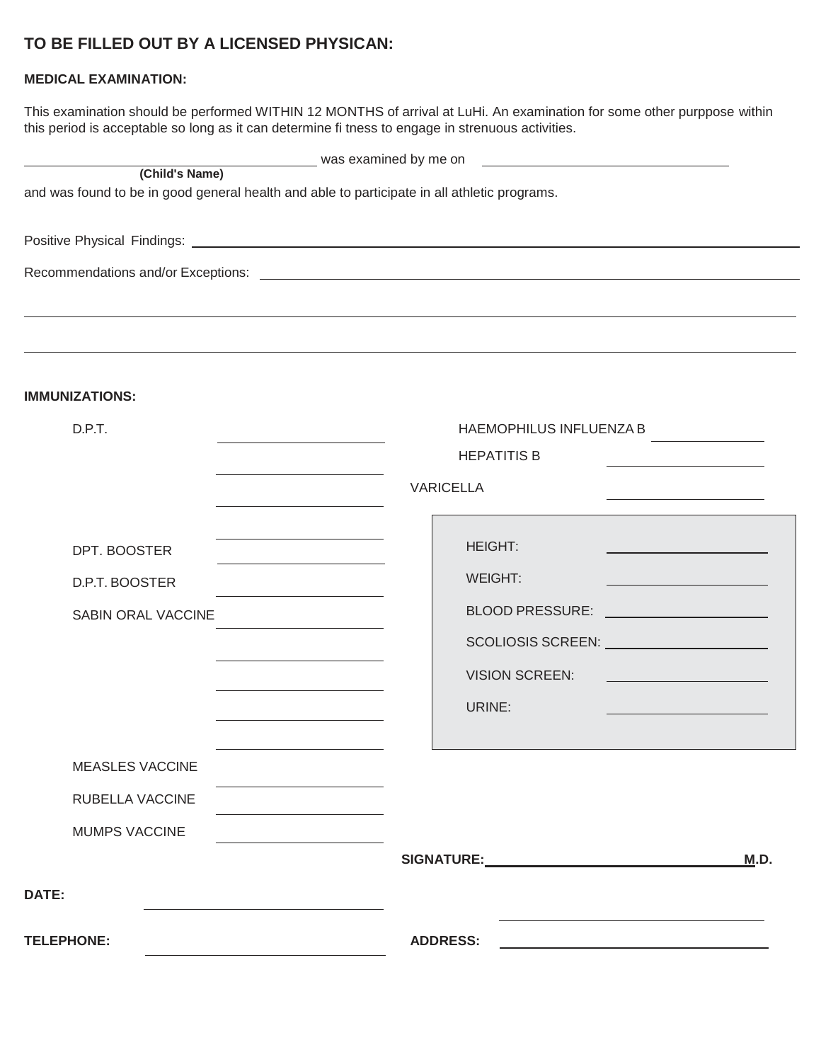## TO BE FILLED OUT BY A LICENSED PHYSICAN:

### MEDICAL EXAMINATION:

This examination should be performed WITHIN 12 MONTHS of arrival at LuHi. An examination for some other purppose within this period is acceptable so long as it can determine fi tness to engage in strenuous activities.

________________________________ was examined by me on ________________________________
**(Child's Name)**

and was found to be in good general health and able to participate in all athletic programs.

Positive Physical Findings: ________________________________

Recommendations and/or Exceptions: ________________________________

________________________________

________________________________

### IMMUNIZATIONS:

| | |
|---|---|
| D.P.T. | ____________ |
| | ____________ |
| | ____________ |
| | ____________ |
| DPT. BOOSTER | ____________ |
| D.P.T. BOOSTER | ____________ |
| SABIN ORAL VACCINE | ____________ |
| | ____________ |
| | ____________ |
| | ____________ |
| | ____________ |
| MEASLES VACCINE | ____________ |
| RUBELLA VACCINE | ____________ |
| MUMPS VACCINE | ____________ |

| | |
|---|---|
| HAEMOPHILUS INFLUENZA B | ____________ |
| HEPATITIS B | ____________ |
| VARICELLA | ____________ |

| | |
|---|---|
| HEIGHT: | ____________ |
| WEIGHT: | ____________ |
| BLOOD PRESSURE: | ____________ |
| SCOLIOSIS SCREEN: | ____________ |
| VISION SCREEN: | ____________ |
| URINE: | ____________ |

**SIGNATURE:** ________________________________ **M.D.**

**DATE:** ________________________________

**TELEPHONE:** ________________________________

**ADDRESS:** ________________________________
________________________________